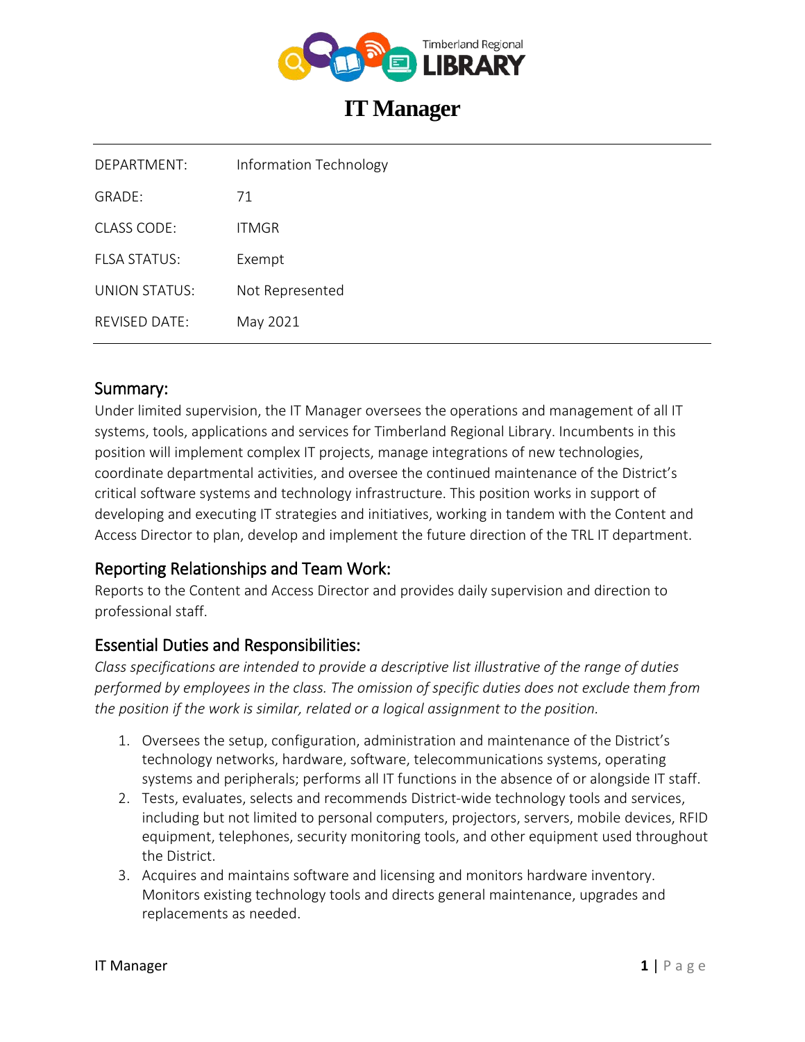Timberland Regional LIBRARY

# IT Manager

| | |
|---|---|
| DEPARTMENT: | Information Technology |
| GRADE: | 71 |
| CLASS CODE: | ITMGR |
| FLSA STATUS: | Exempt |
| UNION STATUS: | Not Represented |
| REVISED DATE: | May 2021 |

## Summary:

Under limited supervision, the IT Manager oversees the operations and management of all IT systems, tools, applications and services for Timberland Regional Library. Incumbents in this position will implement complex IT projects, manage integrations of new technologies, coordinate departmental activities, and oversee the continued maintenance of the District's critical software systems and technology infrastructure. This position works in support of developing and executing IT strategies and initiatives, working in tandem with the Content and Access Director to plan, develop and implement the future direction of the TRL IT department.

## Reporting Relationships and Team Work:

Reports to the Content and Access Director and provides daily supervision and direction to professional staff.

## Essential Duties and Responsibilities:

*Class specifications are intended to provide a descriptive list illustrative of the range of duties performed by employees in the class. The omission of specific duties does not exclude them from the position if the work is similar, related or a logical assignment to the position.*

1. Oversees the setup, configuration, administration and maintenance of the District's technology networks, hardware, software, telecommunications systems, operating systems and peripherals; performs all IT functions in the absence of or alongside IT staff.
2. Tests, evaluates, selects and recommends District-wide technology tools and services, including but not limited to personal computers, projectors, servers, mobile devices, RFID equipment, telephones, security monitoring tools, and other equipment used throughout the District.
3. Acquires and maintains software and licensing and monitors hardware inventory. Monitors existing technology tools and directs general maintenance, upgrades and replacements as needed.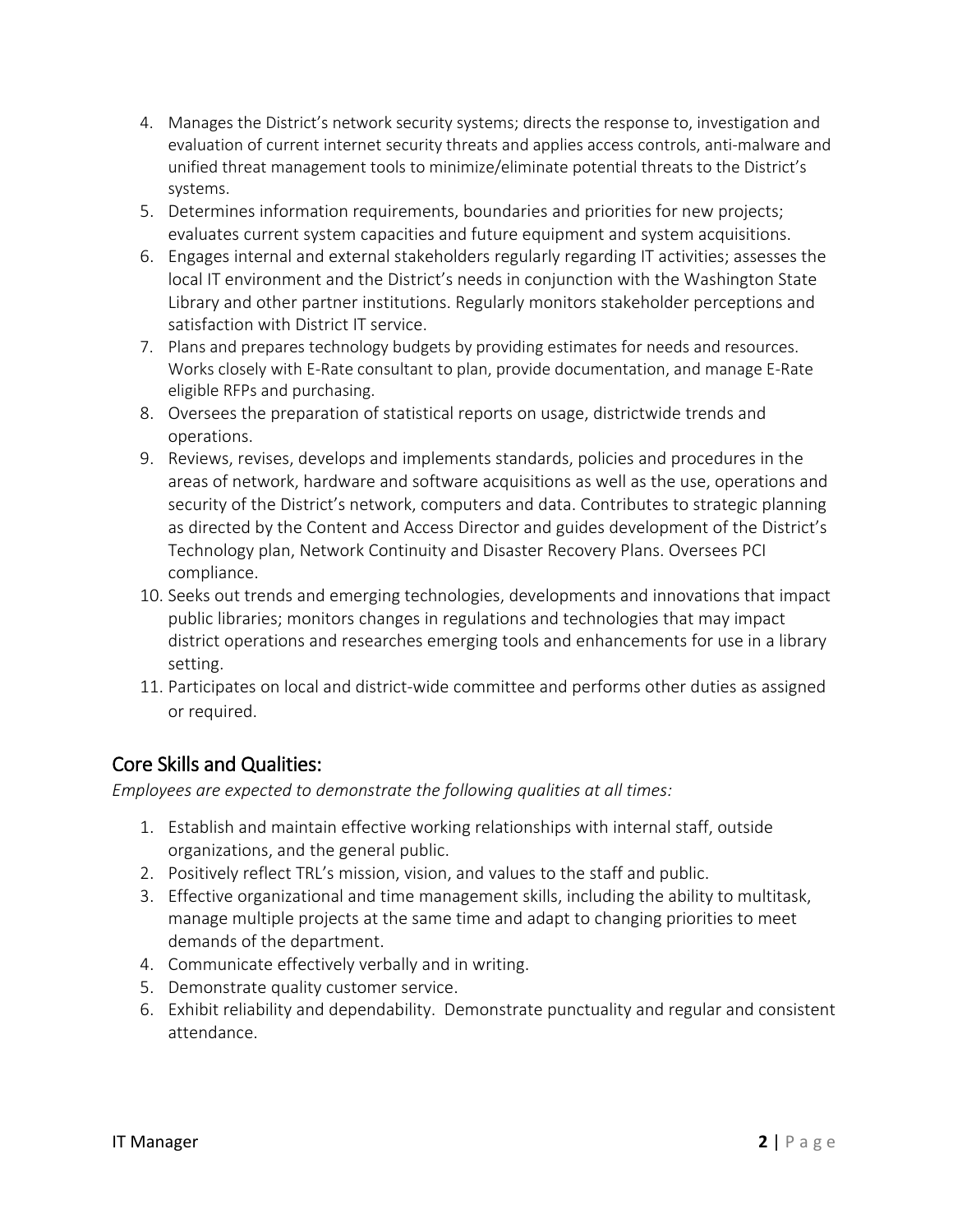4. Manages the District's network security systems; directs the response to, investigation and evaluation of current internet security threats and applies access controls, anti-malware and unified threat management tools to minimize/eliminate potential threats to the District's systems.
5. Determines information requirements, boundaries and priorities for new projects; evaluates current system capacities and future equipment and system acquisitions.
6. Engages internal and external stakeholders regularly regarding IT activities; assesses the local IT environment and the District's needs in conjunction with the Washington State Library and other partner institutions. Regularly monitors stakeholder perceptions and satisfaction with District IT service.
7. Plans and prepares technology budgets by providing estimates for needs and resources. Works closely with E-Rate consultant to plan, provide documentation, and manage E-Rate eligible RFPs and purchasing.
8. Oversees the preparation of statistical reports on usage, districtwide trends and operations.
9. Reviews, revises, develops and implements standards, policies and procedures in the areas of network, hardware and software acquisitions as well as the use, operations and security of the District's network, computers and data. Contributes to strategic planning as directed by the Content and Access Director and guides development of the District's Technology plan, Network Continuity and Disaster Recovery Plans. Oversees PCI compliance.
10. Seeks out trends and emerging technologies, developments and innovations that impact public libraries; monitors changes in regulations and technologies that may impact district operations and researches emerging tools and enhancements for use in a library setting.
11. Participates on local and district-wide committee and performs other duties as assigned or required.

## Core Skills and Qualities:

*Employees are expected to demonstrate the following qualities at all times:*

1. Establish and maintain effective working relationships with internal staff, outside organizations, and the general public.
2. Positively reflect TRL's mission, vision, and values to the staff and public.
3. Effective organizational and time management skills, including the ability to multitask, manage multiple projects at the same time and adapt to changing priorities to meet demands of the department.
4. Communicate effectively verbally and in writing.
5. Demonstrate quality customer service.
6. Exhibit reliability and dependability. Demonstrate punctuality and regular and consistent attendance.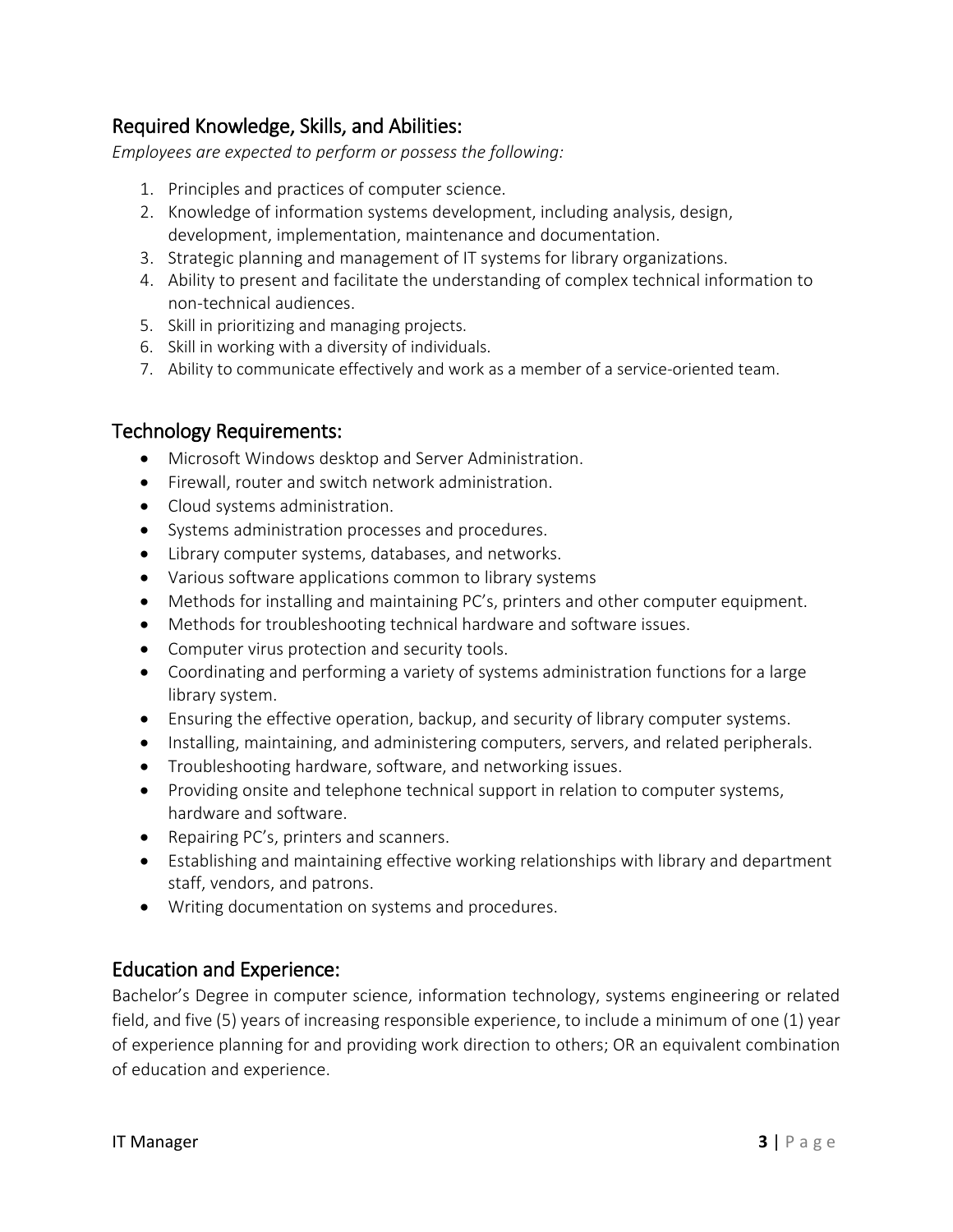## Required Knowledge, Skills, and Abilities:

*Employees are expected to perform or possess the following:*

1. Principles and practices of computer science.
2. Knowledge of information systems development, including analysis, design, development, implementation, maintenance and documentation.
3. Strategic planning and management of IT systems for library organizations.
4. Ability to present and facilitate the understanding of complex technical information to non-technical audiences.
5. Skill in prioritizing and managing projects.
6. Skill in working with a diversity of individuals.
7. Ability to communicate effectively and work as a member of a service-oriented team.

## Technology Requirements:

- Microsoft Windows desktop and Server Administration.
- Firewall, router and switch network administration.
- Cloud systems administration.
- Systems administration processes and procedures.
- Library computer systems, databases, and networks.
- Various software applications common to library systems
- Methods for installing and maintaining PC's, printers and other computer equipment.
- Methods for troubleshooting technical hardware and software issues.
- Computer virus protection and security tools.
- Coordinating and performing a variety of systems administration functions for a large library system.
- Ensuring the effective operation, backup, and security of library computer systems.
- Installing, maintaining, and administering computers, servers, and related peripherals.
- Troubleshooting hardware, software, and networking issues.
- Providing onsite and telephone technical support in relation to computer systems, hardware and software.
- Repairing PC's, printers and scanners.
- Establishing and maintaining effective working relationships with library and department staff, vendors, and patrons.
- Writing documentation on systems and procedures.

## Education and Experience:

Bachelor's Degree in computer science, information technology, systems engineering or related field, and five (5) years of increasing responsible experience, to include a minimum of one (1) year of experience planning for and providing work direction to others; OR an equivalent combination of education and experience.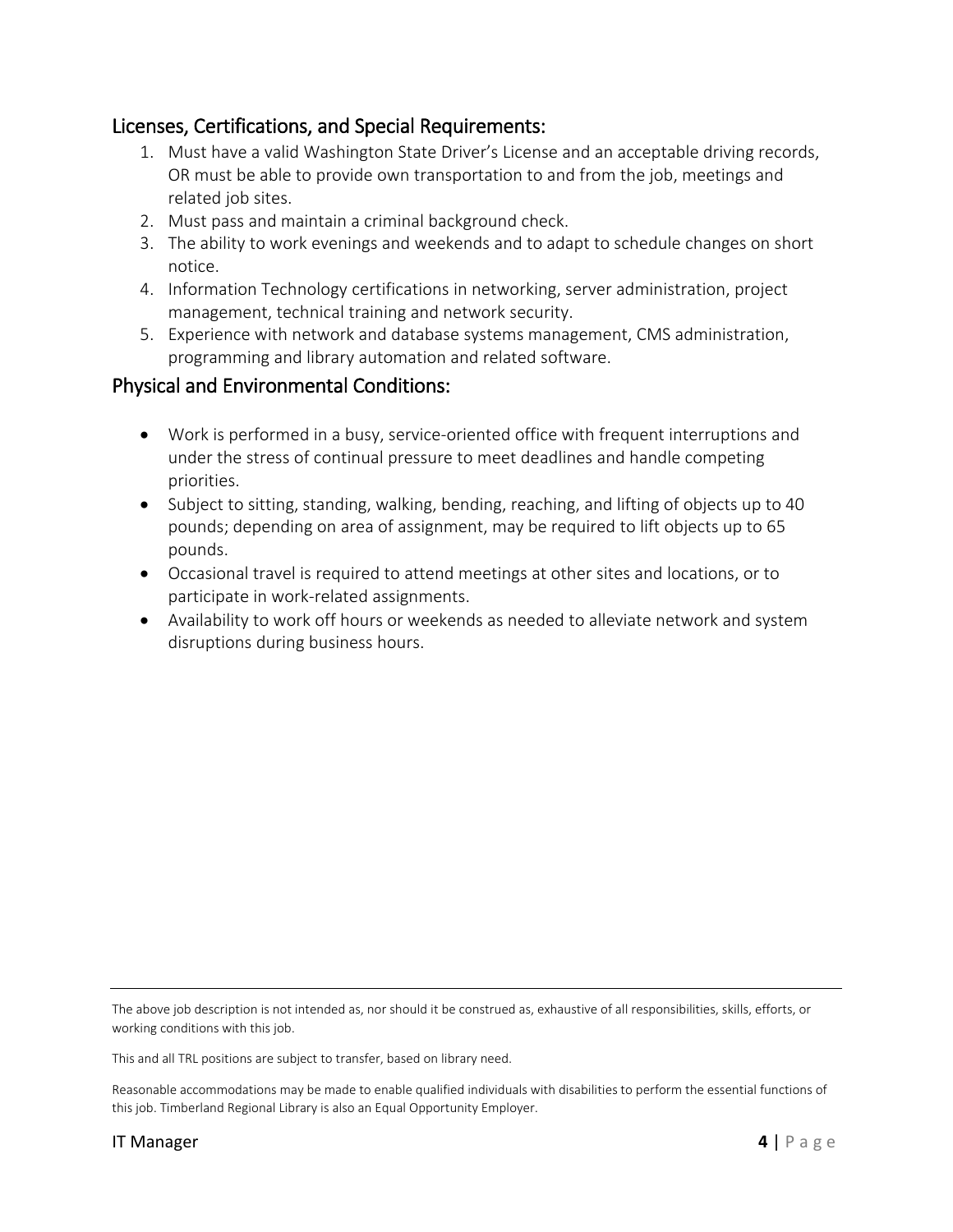## Licenses, Certifications, and Special Requirements:

1. Must have a valid Washington State Driver's License and an acceptable driving records, OR must be able to provide own transportation to and from the job, meetings and related job sites.
2. Must pass and maintain a criminal background check.
3. The ability to work evenings and weekends and to adapt to schedule changes on short notice.
4. Information Technology certifications in networking, server administration, project management, technical training and network security.
5. Experience with network and database systems management, CMS administration, programming and library automation and related software.

## Physical and Environmental Conditions:

- Work is performed in a busy, service-oriented office with frequent interruptions and under the stress of continual pressure to meet deadlines and handle competing priorities.
- Subject to sitting, standing, walking, bending, reaching, and lifting of objects up to 40 pounds; depending on area of assignment, may be required to lift objects up to 65 pounds.
- Occasional travel is required to attend meetings at other sites and locations, or to participate in work-related assignments.
- Availability to work off hours or weekends as needed to alleviate network and system disruptions during business hours.

---

The above job description is not intended as, nor should it be construed as, exhaustive of all responsibilities, skills, efforts, or working conditions with this job.

This and all TRL positions are subject to transfer, based on library need.

Reasonable accommodations may be made to enable qualified individuals with disabilities to perform the essential functions of this job. Timberland Regional Library is also an Equal Opportunity Employer.